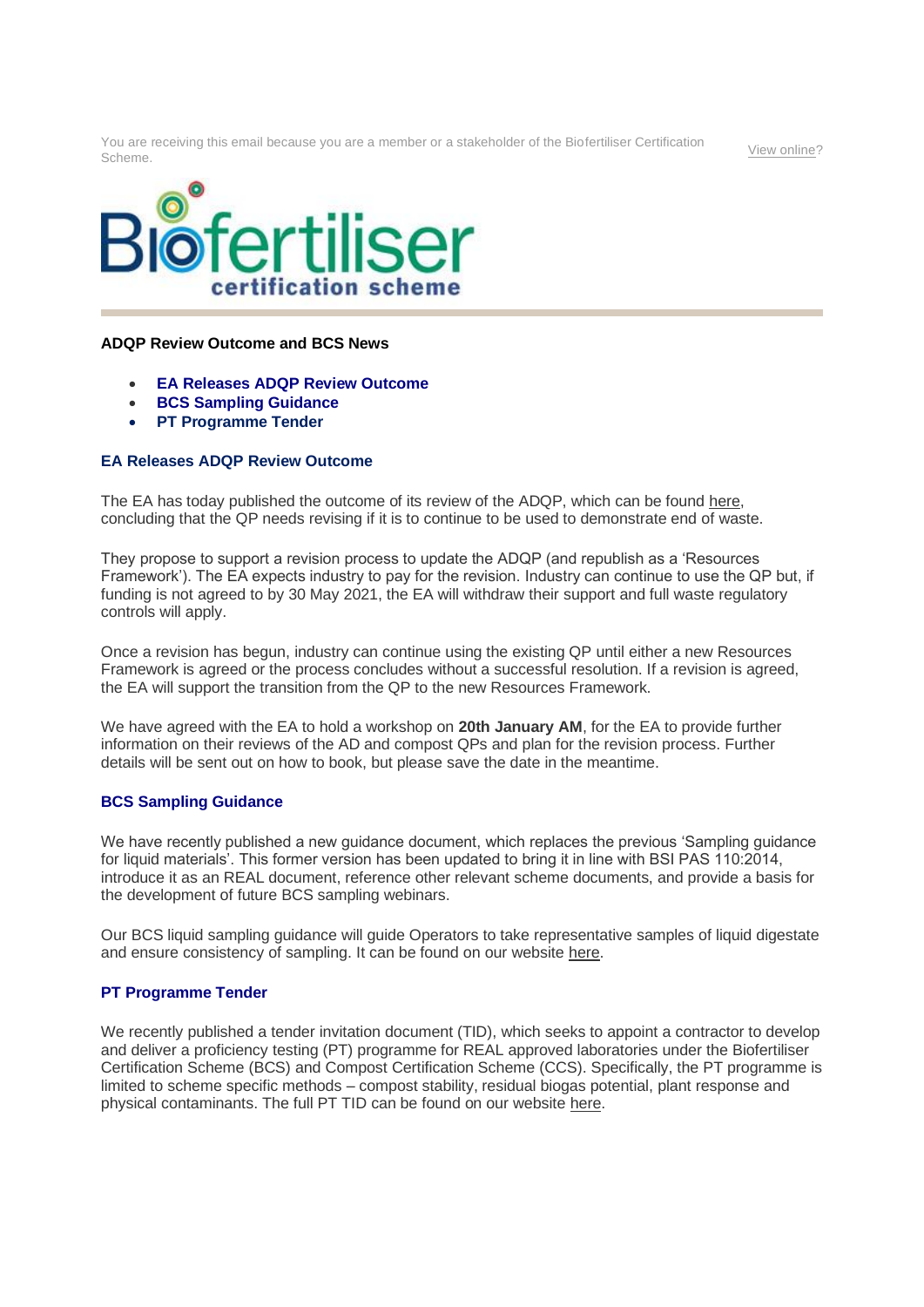You are receiving this email because you are a member or a stakeholder of the Biofertiliser Certification Scheme.

View online?

Biofertiliser certification scheme

**ADQP Review Outcome and BCS News**

- **EA Releases ADQP Review Outcome**
- **BCS Sampling Guidance**
- **PT Programme Tender**

### EA Releases ADQP Review Outcome

The EA has today published the outcome of its review of the ADQP, which can be found here, concluding that the QP needs revising if it is to continue to be used to demonstrate end of waste.

They propose to support a revision process to update the ADQP (and republish as a 'Resources Framework'). The EA expects industry to pay for the revision. Industry can continue to use the QP but, if funding is not agreed to by 30 May 2021, the EA will withdraw their support and full waste regulatory controls will apply.

Once a revision has begun, industry can continue using the existing QP until either a new Resources Framework is agreed or the process concludes without a successful resolution. If a revision is agreed, the EA will support the transition from the QP to the new Resources Framework.

We have agreed with the EA to hold a workshop on **20th January AM**, for the EA to provide further information on their reviews of the AD and compost QPs and plan for the revision process. Further details will be sent out on how to book, but please save the date in the meantime.

### BCS Sampling Guidance

We have recently published a new guidance document, which replaces the previous 'Sampling guidance for liquid materials'. This former version has been updated to bring it in line with BSI PAS 110:2014, introduce it as an REAL document, reference other relevant scheme documents, and provide a basis for the development of future BCS sampling webinars.

Our BCS liquid sampling guidance will guide Operators to take representative samples of liquid digestate and ensure consistency of sampling. It can be found on our website here.

### PT Programme Tender

We recently published a tender invitation document (TID), which seeks to appoint a contractor to develop and deliver a proficiency testing (PT) programme for REAL approved laboratories under the Biofertiliser Certification Scheme (BCS) and Compost Certification Scheme (CCS). Specifically, the PT programme is limited to scheme specific methods – compost stability, residual biogas potential, plant response and physical contaminants. The full PT TID can be found on our website here.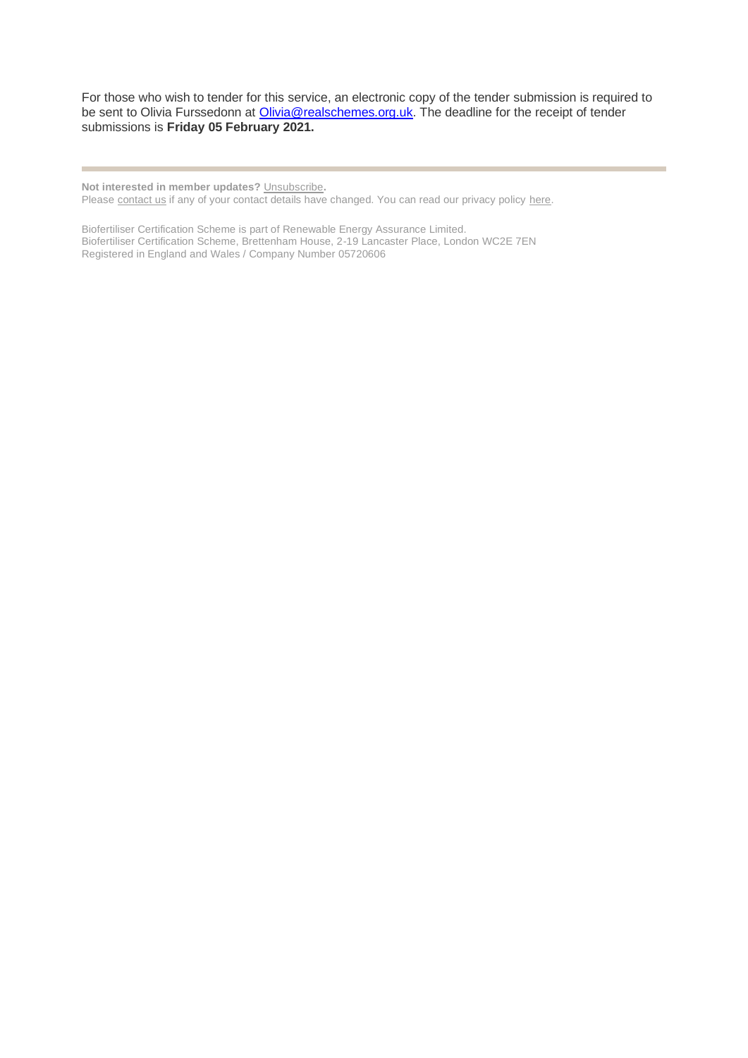For those who wish to tender for this service, an electronic copy of the tender submission is required to be sent to Olivia Furssedonn at Olivia@realschemes.org.uk. The deadline for the receipt of tender submissions is **Friday 05 February 2021.**

---

**Not interested in member updates?** Unsubscribe.
Please contact us if any of your contact details have changed. You can read our privacy policy here.

Biofertiliser Certification Scheme is part of Renewable Energy Assurance Limited.
Biofertiliser Certification Scheme, Brettenham House, 2-19 Lancaster Place, London WC2E 7EN
Registered in England and Wales / Company Number 05720606